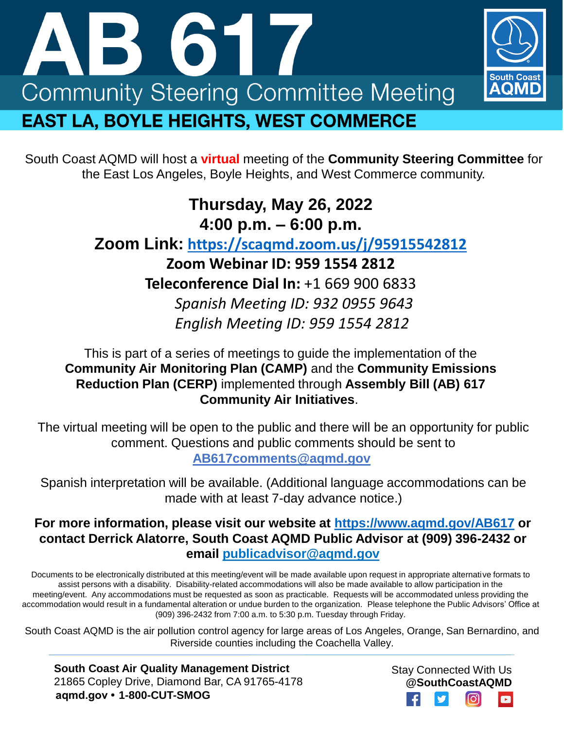# AB 617

## Community Steering Committee Meeting

South Coast AQMD

## EAST LA, BOYLE HEIGHTS, WEST COMMERCE

South Coast AQMD will host a **virtual** meeting of the **Community Steering Committee** for the East Los Angeles, Boyle Heights, and West Commerce community.

**Thursday, May 26, 2022**

**4:00 p.m. – 6:00 p.m.**

**Zoom Link: https://scaqmd.zoom.us/j/95915542812**

**Zoom Webinar ID: 959 1554 2812**

**Teleconference Dial In:** +1 669 900 6833

*Spanish Meeting ID: 932 0955 9643*

*English Meeting ID: 959 1554 2812*

This is part of a series of meetings to guide the implementation of the **Community Air Monitoring Plan (CAMP)** and the **Community Emissions Reduction Plan (CERP)** implemented through **Assembly Bill (AB) 617 Community Air Initiatives**.

The virtual meeting will be open to the public and there will be an opportunity for public comment. Questions and public comments should be sent to **AB617comments@aqmd.gov**

Spanish interpretation will be available. (Additional language accommodations can be made with at least 7-day advance notice.)

**For more information, please visit our website at https://www.aqmd.gov/AB617 or contact Derrick Alatorre, South Coast AQMD Public Advisor at (909) 396-2432 or email publicadvisor@aqmd.gov**

Documents to be electronically distributed at this meeting/event will be made available upon request in appropriate alternative formats to assist persons with a disability. Disability-related accommodations will also be made available to allow participation in the meeting/event. Any accommodations must be requested as soon as practicable. Requests will be accommodated unless providing the accommodation would result in a fundamental alteration or undue burden to the organization. Please telephone the Public Advisors' Office at (909) 396-2432 from 7:00 a.m. to 5:30 p.m. Tuesday through Friday.

South Coast AQMD is the air pollution control agency for large areas of Los Angeles, Orange, San Bernardino, and Riverside counties including the Coachella Valley.

---

**South Coast Air Quality Management District**
21865 Copley Drive, Diamond Bar, CA 91765-4178
**aqmd.gov • 1-800-CUT-SMOG**

Stay Connected With Us
**@SouthCoastAQMD**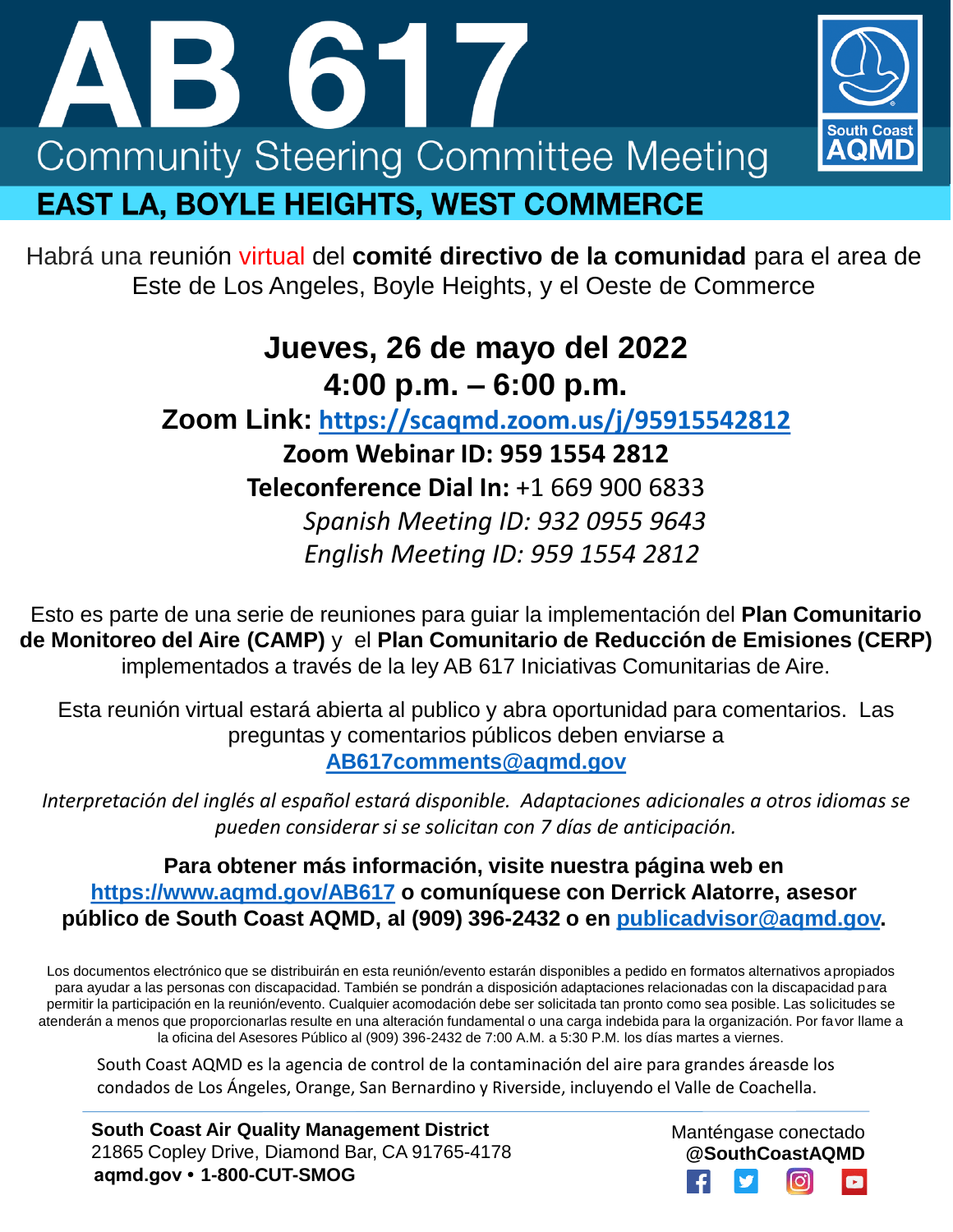# AB 617

## Community Steering Committee Meeting

## EAST LA, BOYLE HEIGHTS, WEST COMMERCE

South Coast AQMD

Habrá una reunión virtual del **comité directivo de la comunidad** para el area de Este de Los Angeles, Boyle Heights, y el Oeste de Commerce

**Jueves, 26 de mayo del 2022**

**4:00 p.m. – 6:00 p.m.**

**Zoom Link:** **https://scaqmd.zoom.us/j/95915542812**

**Zoom Webinar ID: 959 1554 2812**

**Teleconference Dial In:** +1 669 900 6833

*Spanish Meeting ID: 932 0955 9643*

*English Meeting ID: 959 1554 2812*

Esto es parte de una serie de reuniones para guiar la implementación del **Plan Comunitario de Monitoreo del Aire (CAMP)** y el **Plan Comunitario de Reducción de Emisiones (CERP)** implementados a través de la ley AB 617 Iniciativas Comunitarias de Aire.

Esta reunión virtual estará abierta al publico y abra oportunidad para comentarios. Las preguntas y comentarios públicos deben enviarse a **AB617comments@aqmd.gov**

*Interpretación del inglés al español estará disponible. Adaptaciones adicionales a otros idiomas se pueden considerar si se solicitan con 7 días de anticipación.*

**Para obtener más información, visite nuestra página web en https://www.aqmd.gov/AB617 o comuníquese con Derrick Alatorre, asesor público de South Coast AQMD, al (909) 396-2432 o en publicadvisor@aqmd.gov.**

Los documentos electrónico que se distribuirán en esta reunión/evento estarán disponibles a pedido en formatos alternativos apropiados para ayudar a las personas con discapacidad. También se pondrán a disposición adaptaciones relacionadas con la discapacidad para permitir la participación en la reunión/evento. Cualquier acomodación debe ser solicitada tan pronto como sea posible. Las solicitudes se atenderán a menos que proporcionarlas resulte en una alteración fundamental o una carga indebida para la organización. Por favor llame a la oficina del Asesores Público al (909) 396-2432 de 7:00 A.M. a 5:30 P.M. los días martes a viernes.

South Coast AQMD es la agencia de control de la contaminación del aire para grandes áreasde los condados de Los Ángeles, Orange, San Bernardino y Riverside, incluyendo el Valle de Coachella.

**South Coast Air Quality Management District**
21865 Copley Drive, Diamond Bar, CA 91765-4178
**aqmd.gov • 1-800-CUT-SMOG**

Manténgase conectado
**@SouthCoastAQMD**